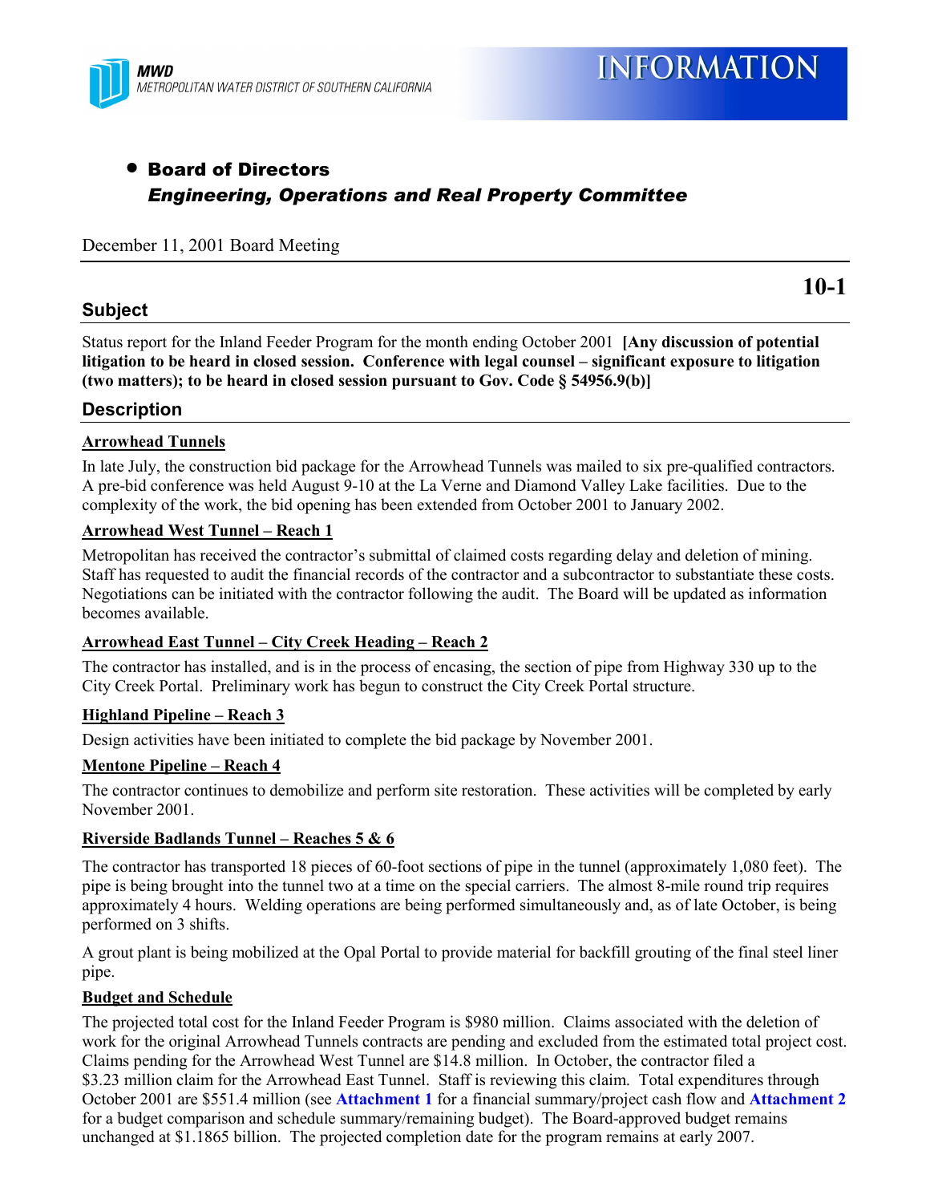MWD
METROPOLITAN WATER DISTRICT OF SOUTHERN CALIFORNIA

# INFORMATION

- **Board of Directors**
  ***Engineering, Operations and Real Property Committee***

December 11, 2001 Board Meeting

**10-1**

## Subject

Status report for the Inland Feeder Program for the month ending October 2001 **[Any discussion of potential litigation to be heard in closed session. Conference with legal counsel – significant exposure to litigation (two matters); to be heard in closed session pursuant to Gov. Code § 54956.9(b)]**

## Description

### Arrowhead Tunnels

In late July, the construction bid package for the Arrowhead Tunnels was mailed to six pre-qualified contractors. A pre-bid conference was held August 9-10 at the La Verne and Diamond Valley Lake facilities. Due to the complexity of the work, the bid opening has been extended from October 2001 to January 2002.

### Arrowhead West Tunnel – Reach 1

Metropolitan has received the contractor's submittal of claimed costs regarding delay and deletion of mining. Staff has requested to audit the financial records of the contractor and a subcontractor to substantiate these costs. Negotiations can be initiated with the contractor following the audit. The Board will be updated as information becomes available.

### Arrowhead East Tunnel – City Creek Heading – Reach 2

The contractor has installed, and is in the process of encasing, the section of pipe from Highway 330 up to the City Creek Portal. Preliminary work has begun to construct the City Creek Portal structure.

### Highland Pipeline – Reach 3

Design activities have been initiated to complete the bid package by November 2001.

### Mentone Pipeline – Reach 4

The contractor continues to demobilize and perform site restoration. These activities will be completed by early November 2001.

### Riverside Badlands Tunnel – Reaches 5 & 6

The contractor has transported 18 pieces of 60-foot sections of pipe in the tunnel (approximately 1,080 feet). The pipe is being brought into the tunnel two at a time on the special carriers. The almost 8-mile round trip requires approximately 4 hours. Welding operations are being performed simultaneously and, as of late October, is being performed on 3 shifts.

A grout plant is being mobilized at the Opal Portal to provide material for backfill grouting of the final steel liner pipe.

### Budget and Schedule

The projected total cost for the Inland Feeder Program is $980 million. Claims associated with the deletion of work for the original Arrowhead Tunnels contracts are pending and excluded from the estimated total project cost. Claims pending for the Arrowhead West Tunnel are $14.8 million. In October, the contractor filed a $3.23 million claim for the Arrowhead East Tunnel. Staff is reviewing this claim. Total expenditures through October 2001 are $551.4 million (see **Attachment 1** for a financial summary/project cash flow and **Attachment 2** for a budget comparison and schedule summary/remaining budget). The Board-approved budget remains unchanged at $1.1865 billion. The projected completion date for the program remains at early 2007.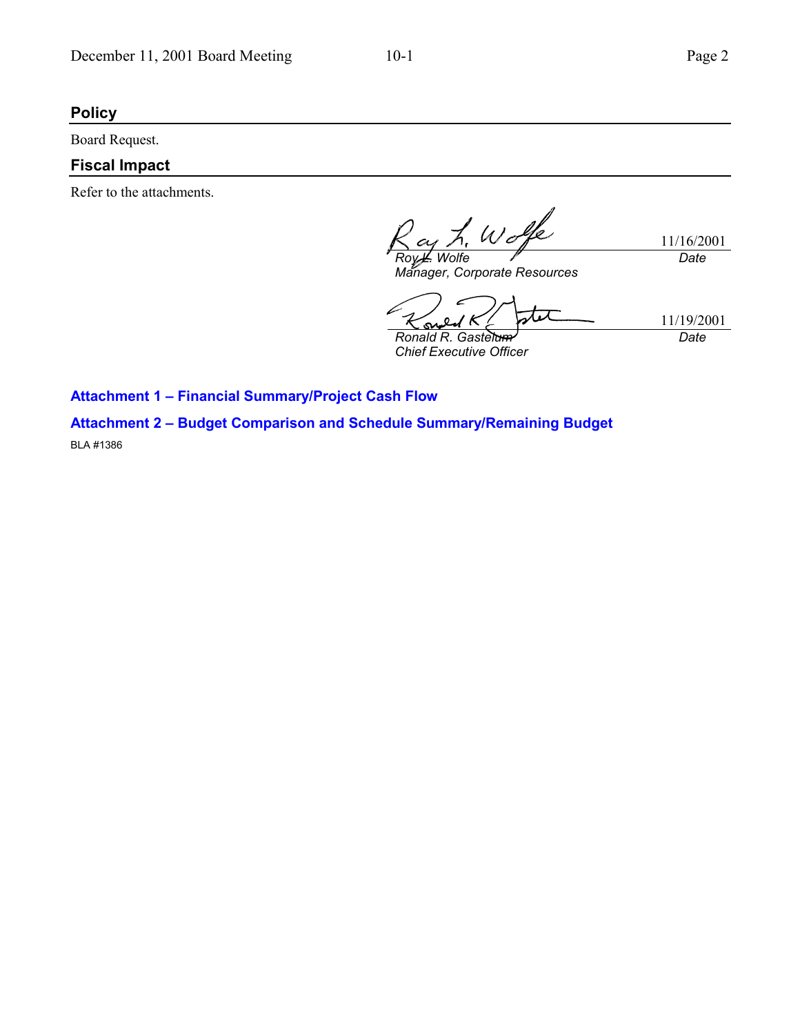## Policy

Board Request.

## Fiscal Impact

Refer to the attachments.

| | |
|---|---|
| *Roy L. Wolfe* | 11/16/2001 |
| *Manager, Corporate Resources* | *Date* |

| | |
|---|---|
| *Ronald R. Gastelum* | 11/19/2001 |
| *Chief Executive Officer* | *Date* |

**Attachment 1 – Financial Summary/Project Cash Flow**

**Attachment 2 – Budget Comparison and Schedule Summary/Remaining Budget**

BLA #1386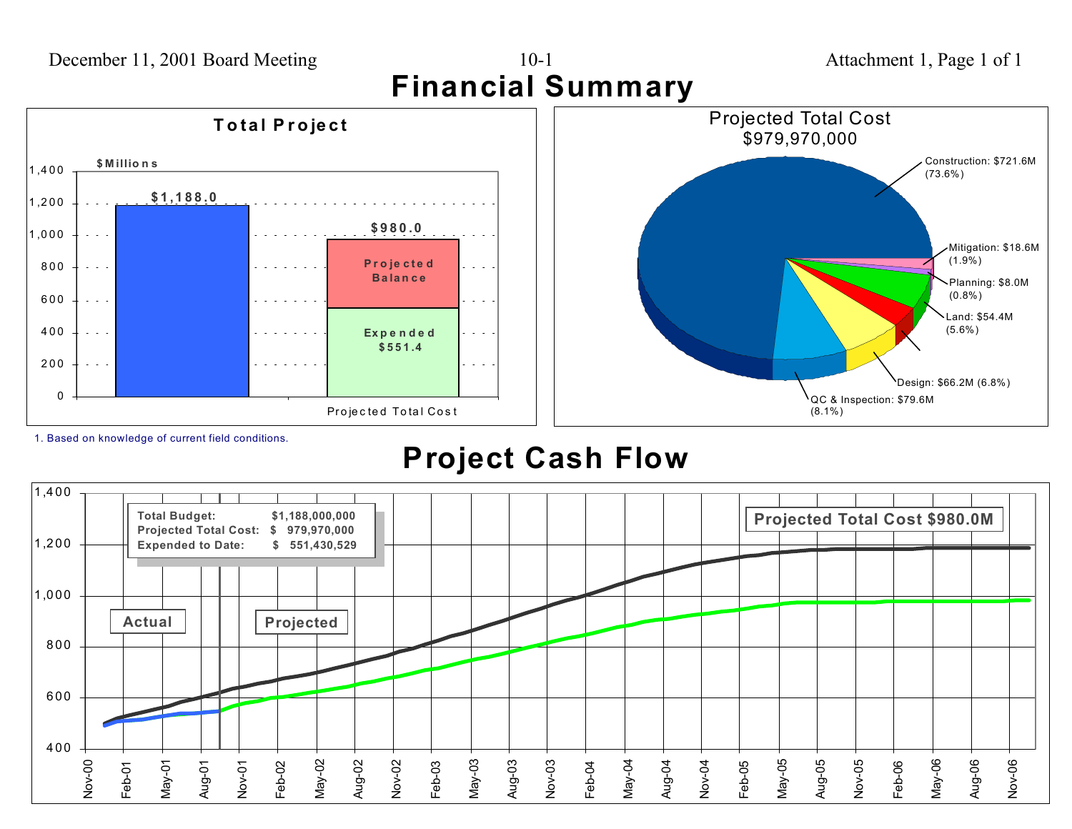# Financial Summary

## Total Project

$Millions

| | Amount ($Millions) |
|---|---|
| Total Budget | $1,188.0 |
| Projected Total Cost[1] | $980.0 |
| — Projected Balance | |
| — Expended | $551.4 |

## Projected Total Cost $979,970,000

| Category | Amount | Percent |
|---|---|---|
| Construction | $721.6M | (73.6%) |
| QC & Inspection | $79.6M | (8.1%) |
| Design | $66.2M | (6.8%) |
| Land | $54.4M | (5.6%) |
| Mitigation | $18.6M | (1.9%) |
| Planning | $8.0M | (0.8%) |

1. Based on knowledge of current field conditions.

# Project Cash Flow

| | |
|---|---|
| Total Budget: | $1,188,000,000 |
| Projected Total Cost: | $ 979,970,000 |
| Expended to Date: | $ 551,430,529 |

Projected Total Cost $980.0M

Actual | Projected

Nov-00 through Nov-06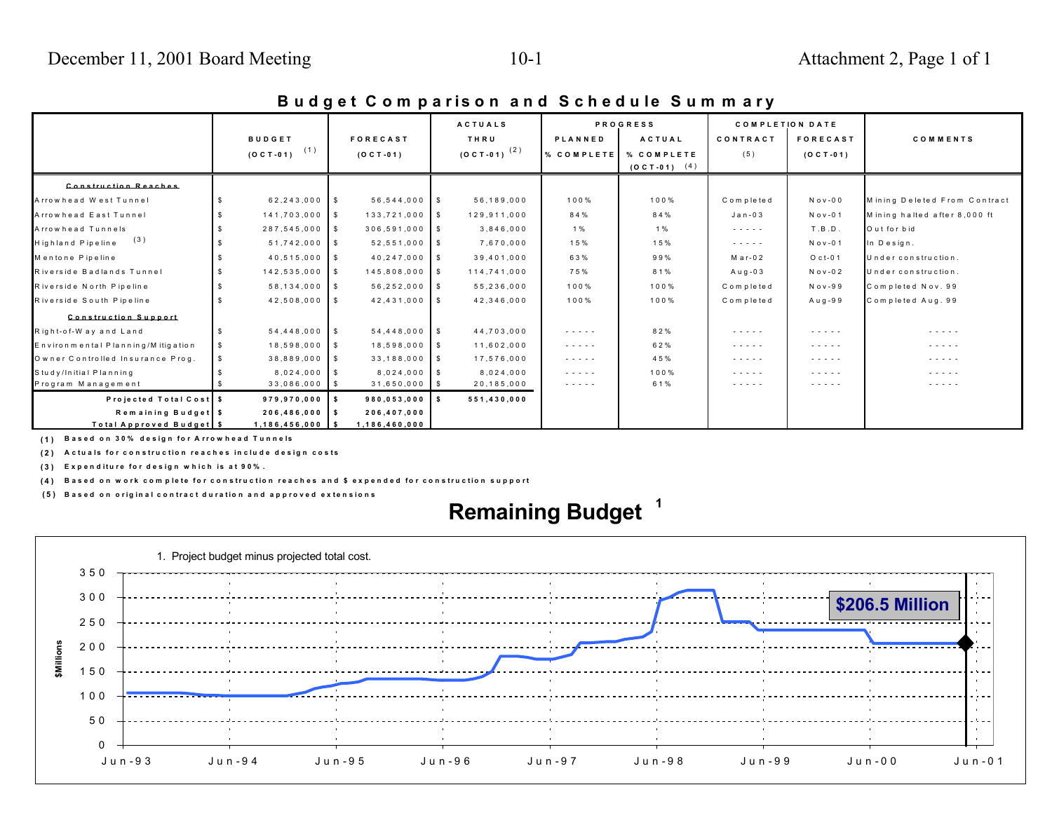## Budget Comparison and Schedule Summary

| | BUDGET (OCT-01) (1) | FORECAST (OCT-01) | ACTUALS THRU (OCT-01) (2) | PROGRESS PLANNED % COMPLETE | PROGRESS ACTUAL % COMPLETE (OCT-01) (4) | COMPLETION DATE CONTRACT (5) | COMPLETION DATE FORECAST (OCT-01) | COMMENTS |
|---|---|---|---|---|---|---|---|---|
| **Construction Reaches** | | | | | | | | |
| Arrowhead West Tunnel | $ 62,243,000 | $ 56,544,000 | $ 56,189,000 | 100% | 100% | Completed | Nov-00 | Mining Deleted From Contract |
| Arrowhead East Tunnel | $ 141,703,000 | $ 133,721,000 | $ 129,911,000 | 84% | 84% | Jan-03 | Nov-01 | Mining halted after 8,000 ft |
| Arrowhead Tunnels | $ 287,545,000 | $ 306,591,000 | $ 3,846,000 | 1% | 1% | ----- | T.B.D. | Out for bid |
| Highland Pipeline (3) | $ 51,742,000 | $ 52,551,000 | $ 7,670,000 | 15% | 15% | ----- | Nov-01 | In Design. |
| Mentone Pipeline | $ 40,515,000 | $ 40,247,000 | $ 39,401,000 | 63% | 99% | Mar-02 | Oct-01 | Under construction. |
| Riverside Badlands Tunnel | $ 142,535,000 | $ 145,808,000 | $ 114,741,000 | 75% | 81% | Aug-03 | Nov-02 | Under construction. |
| Riverside North Pipeline | $ 58,134,000 | $ 56,252,000 | $ 55,236,000 | 100% | 100% | Completed | Nov-99 | Completed Nov. 99 |
| Riverside South Pipeline | $ 42,508,000 | $ 42,431,000 | $ 42,346,000 | 100% | 100% | Completed | Aug-99 | Completed Aug. 99 |
| **Construction Support** | | | | | | | | |
| Right-of-Way and Land | $ 54,448,000 | $ 54,448,000 | $ 44,703,000 | ----- | 82% | ----- | ----- | ----- |
| Environmental Planning/Mitigation | $ 18,598,000 | $ 18,598,000 | $ 11,602,000 | ----- | 62% | ----- | ----- | ----- |
| Owner Controlled Insurance Prog. | $ 38,889,000 | $ 33,188,000 | $ 17,576,000 | ----- | 45% | ----- | ----- | ----- |
| Study/Initial Planning | $ 8,024,000 | $ 8,024,000 | $ 8,024,000 | ----- | 100% | ----- | ----- | ----- |
| Program Management | $ 33,086,000 | $ 31,650,000 | $ 20,185,000 | ----- | 61% | ----- | ----- | ----- |
| **Projected Total Cost** | **$ 979,970,000** | **$ 980,053,000** | **$ 551,430,000** | | | | | |
| **Remaining Budget** | **$ 206,486,000** | **$ 206,407,000** | | | | | | |
| **Total Approved Budget** | **$ 1,186,456,000** | **$ 1,186,460,000** | | | | | | |

(1) Based on 30% design for Arrowhead Tunnels

(2) Actuals for construction reaches include design costs

(3) Expenditure for design which is at 90%.

(4) Based on work complete for construction reaches and $ expended for construction support

(5) Based on original contract duration and approved extensions

## Remaining Budget [1]

1. Project budget minus projected total cost.

$Millions

350
300
250
200
150
100
50
0

Jun-93 Jun-94 Jun-95 Jun-96 Jun-97 Jun-98 Jun-99 Jun-00 Jun-01

$206.5 Million